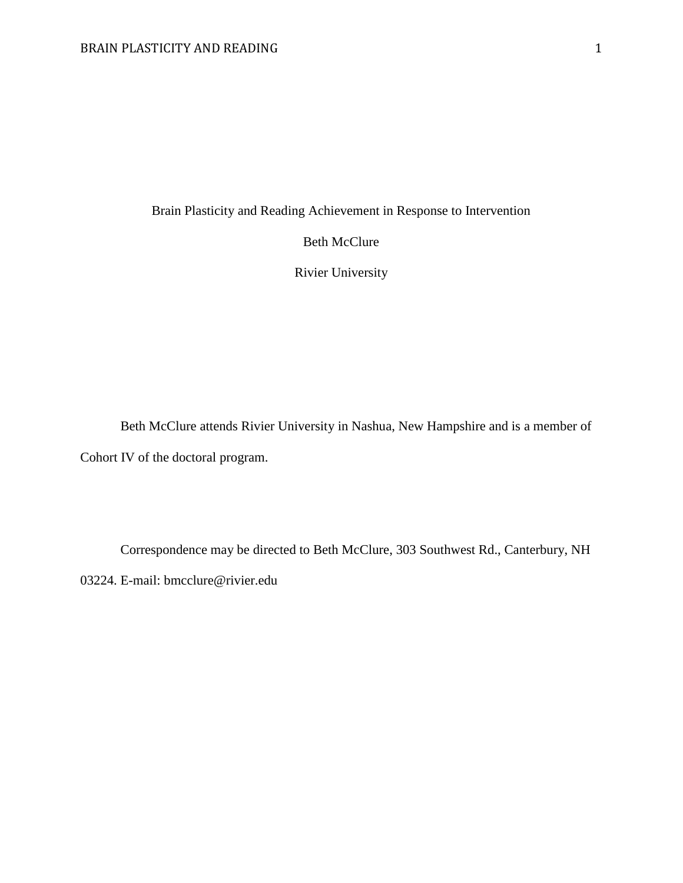# Brain Plasticity and Reading Achievement in Response to Intervention

Beth McClure

Rivier University

Beth McClure attends Rivier University in Nashua, New Hampshire and is a member of Cohort IV of the doctoral program.

Correspondence may be directed to Beth McClure, 303 Southwest Rd., Canterbury, NH 03224. E-mail: bmcclure@rivier.edu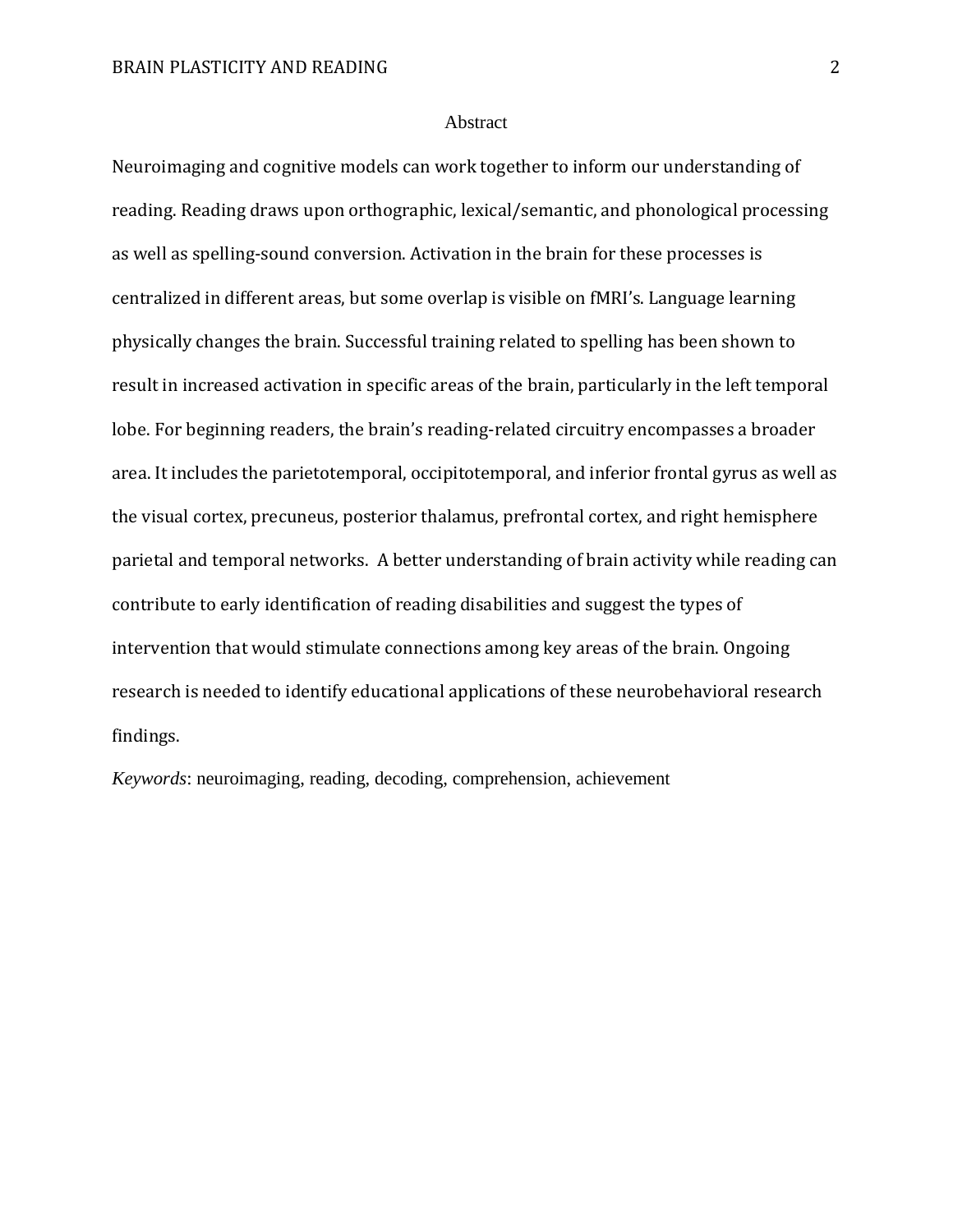# Abstract

Neuroimaging and cognitive models can work together to inform our understanding of reading. Reading draws upon orthographic, lexical/semantic, and phonological processing as well as spelling-sound conversion. Activation in the brain for these processes is centralized in different areas, but some overlap is visible on fMRI's. Language learning physically changes the brain. Successful training related to spelling has been shown to result in increased activation in specific areas of the brain, particularly in the left temporal lobe. For beginning readers, the brain's reading-related circuitry encompasses a broader area. It includes the parietotemporal, occipitotemporal, and inferior frontal gyrus as well as the visual cortex, precuneus, posterior thalamus, prefrontal cortex, and right hemisphere parietal and temporal networks. A better understanding of brain activity while reading can contribute to early identification of reading disabilities and suggest the types of intervention that would stimulate connections among key areas of the brain. Ongoing research is needed to identify educational applications of these neurobehavioral research findings.

*Keywords*: neuroimaging, reading, decoding, comprehension, achievement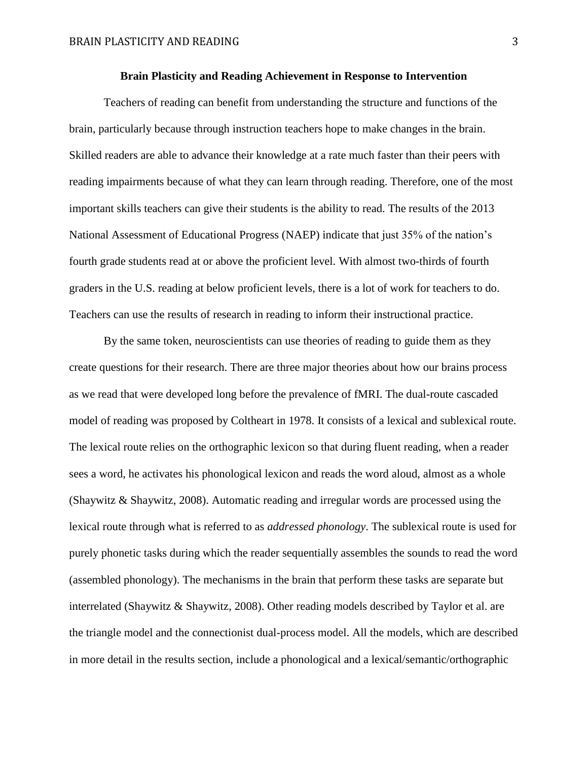**Brain Plasticity and Reading Achievement in Response to Intervention**

Teachers of reading can benefit from understanding the structure and functions of the brain, particularly because through instruction teachers hope to make changes in the brain. Skilled readers are able to advance their knowledge at a rate much faster than their peers with reading impairments because of what they can learn through reading. Therefore, one of the most important skills teachers can give their students is the ability to read. The results of the 2013 National Assessment of Educational Progress (NAEP) indicate that just 35% of the nation's fourth grade students read at or above the proficient level. With almost two-thirds of fourth graders in the U.S. reading at below proficient levels, there is a lot of work for teachers to do. Teachers can use the results of research in reading to inform their instructional practice.

By the same token, neuroscientists can use theories of reading to guide them as they create questions for their research. There are three major theories about how our brains process as we read that were developed long before the prevalence of fMRI. The dual-route cascaded model of reading was proposed by Coltheart in 1978. It consists of a lexical and sublexical route. The lexical route relies on the orthographic lexicon so that during fluent reading, when a reader sees a word, he activates his phonological lexicon and reads the word aloud, almost as a whole (Shaywitz & Shaywitz, 2008). Automatic reading and irregular words are processed using the lexical route through what is referred to as *addressed phonology*. The sublexical route is used for purely phonetic tasks during which the reader sequentially assembles the sounds to read the word (assembled phonology). The mechanisms in the brain that perform these tasks are separate but interrelated (Shaywitz & Shaywitz, 2008). Other reading models described by Taylor et al. are the triangle model and the connectionist dual-process model. All the models, which are described in more detail in the results section, include a phonological and a lexical/semantic/orthographic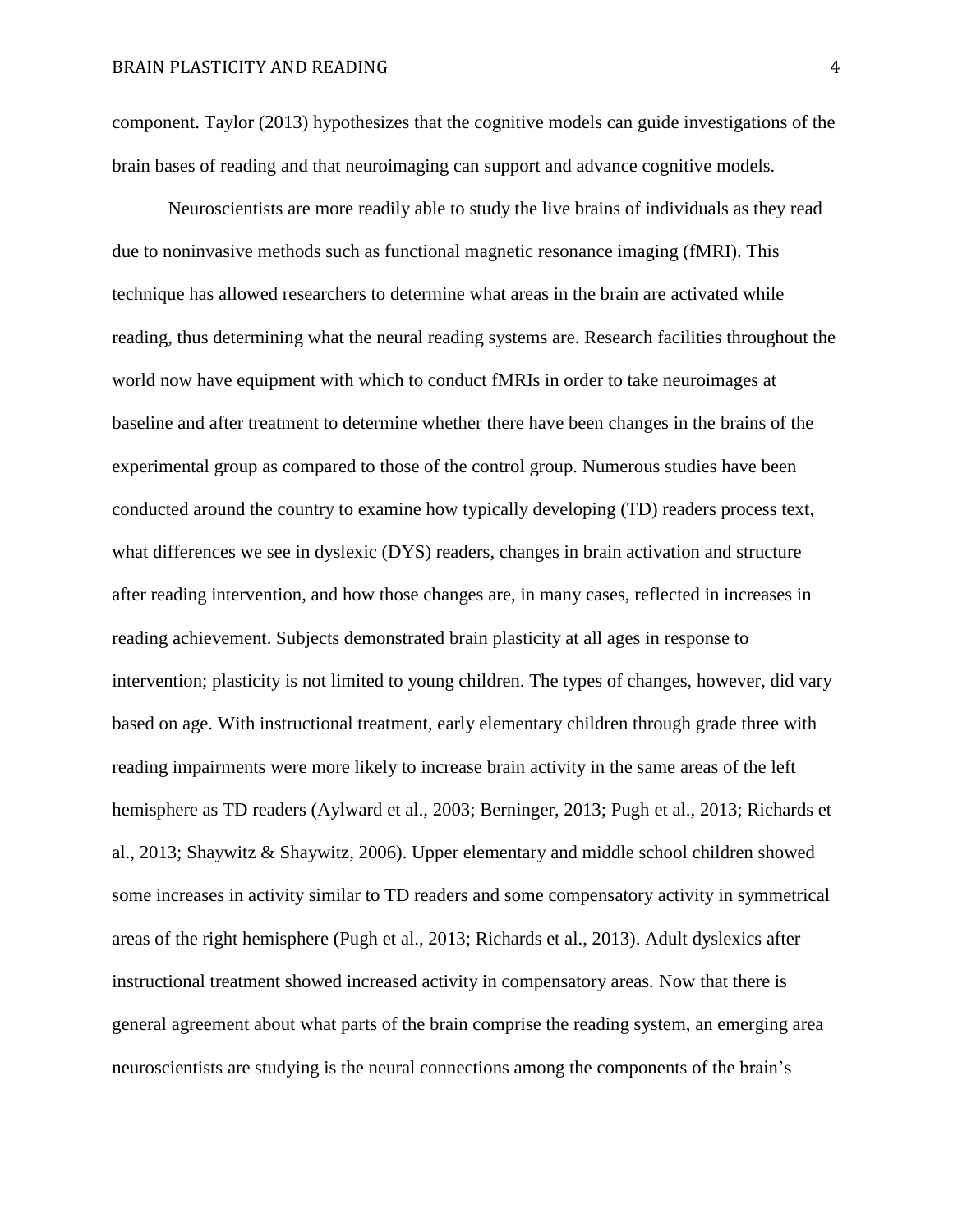component. Taylor (2013) hypothesizes that the cognitive models can guide investigations of the brain bases of reading and that neuroimaging can support and advance cognitive models.

Neuroscientists are more readily able to study the live brains of individuals as they read due to noninvasive methods such as functional magnetic resonance imaging (fMRI). This technique has allowed researchers to determine what areas in the brain are activated while reading, thus determining what the neural reading systems are. Research facilities throughout the world now have equipment with which to conduct fMRIs in order to take neuroimages at baseline and after treatment to determine whether there have been changes in the brains of the experimental group as compared to those of the control group. Numerous studies have been conducted around the country to examine how typically developing (TD) readers process text, what differences we see in dyslexic (DYS) readers, changes in brain activation and structure after reading intervention, and how those changes are, in many cases, reflected in increases in reading achievement. Subjects demonstrated brain plasticity at all ages in response to intervention; plasticity is not limited to young children. The types of changes, however, did vary based on age. With instructional treatment, early elementary children through grade three with reading impairments were more likely to increase brain activity in the same areas of the left hemisphere as TD readers (Aylward et al., 2003; Berninger, 2013; Pugh et al., 2013; Richards et al., 2013; Shaywitz & Shaywitz, 2006). Upper elementary and middle school children showed some increases in activity similar to TD readers and some compensatory activity in symmetrical areas of the right hemisphere (Pugh et al., 2013; Richards et al., 2013). Adult dyslexics after instructional treatment showed increased activity in compensatory areas. Now that there is general agreement about what parts of the brain comprise the reading system, an emerging area neuroscientists are studying is the neural connections among the components of the brain's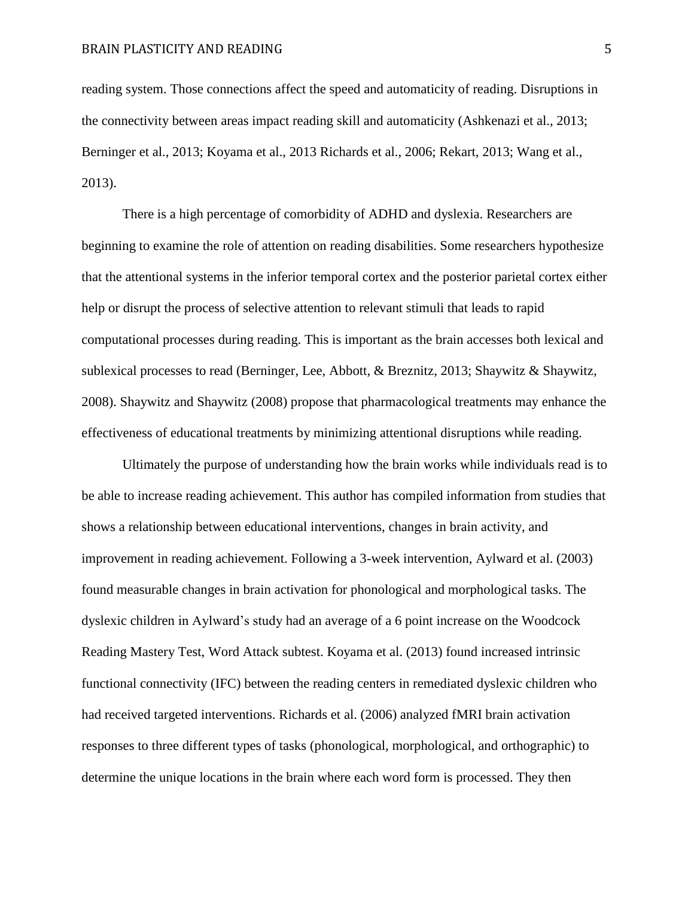reading system. Those connections affect the speed and automaticity of reading. Disruptions in the connectivity between areas impact reading skill and automaticity (Ashkenazi et al., 2013; Berninger et al., 2013; Koyama et al., 2013 Richards et al., 2006; Rekart, 2013; Wang et al., 2013).

There is a high percentage of comorbidity of ADHD and dyslexia. Researchers are beginning to examine the role of attention on reading disabilities. Some researchers hypothesize that the attentional systems in the inferior temporal cortex and the posterior parietal cortex either help or disrupt the process of selective attention to relevant stimuli that leads to rapid computational processes during reading. This is important as the brain accesses both lexical and sublexical processes to read (Berninger, Lee, Abbott, & Breznitz, 2013; Shaywitz & Shaywitz, 2008). Shaywitz and Shaywitz (2008) propose that pharmacological treatments may enhance the effectiveness of educational treatments by minimizing attentional disruptions while reading.

Ultimately the purpose of understanding how the brain works while individuals read is to be able to increase reading achievement. This author has compiled information from studies that shows a relationship between educational interventions, changes in brain activity, and improvement in reading achievement. Following a 3-week intervention, Aylward et al. (2003) found measurable changes in brain activation for phonological and morphological tasks. The dyslexic children in Aylward's study had an average of a 6 point increase on the Woodcock Reading Mastery Test, Word Attack subtest. Koyama et al. (2013) found increased intrinsic functional connectivity (IFC) between the reading centers in remediated dyslexic children who had received targeted interventions. Richards et al. (2006) analyzed fMRI brain activation responses to three different types of tasks (phonological, morphological, and orthographic) to determine the unique locations in the brain where each word form is processed. They then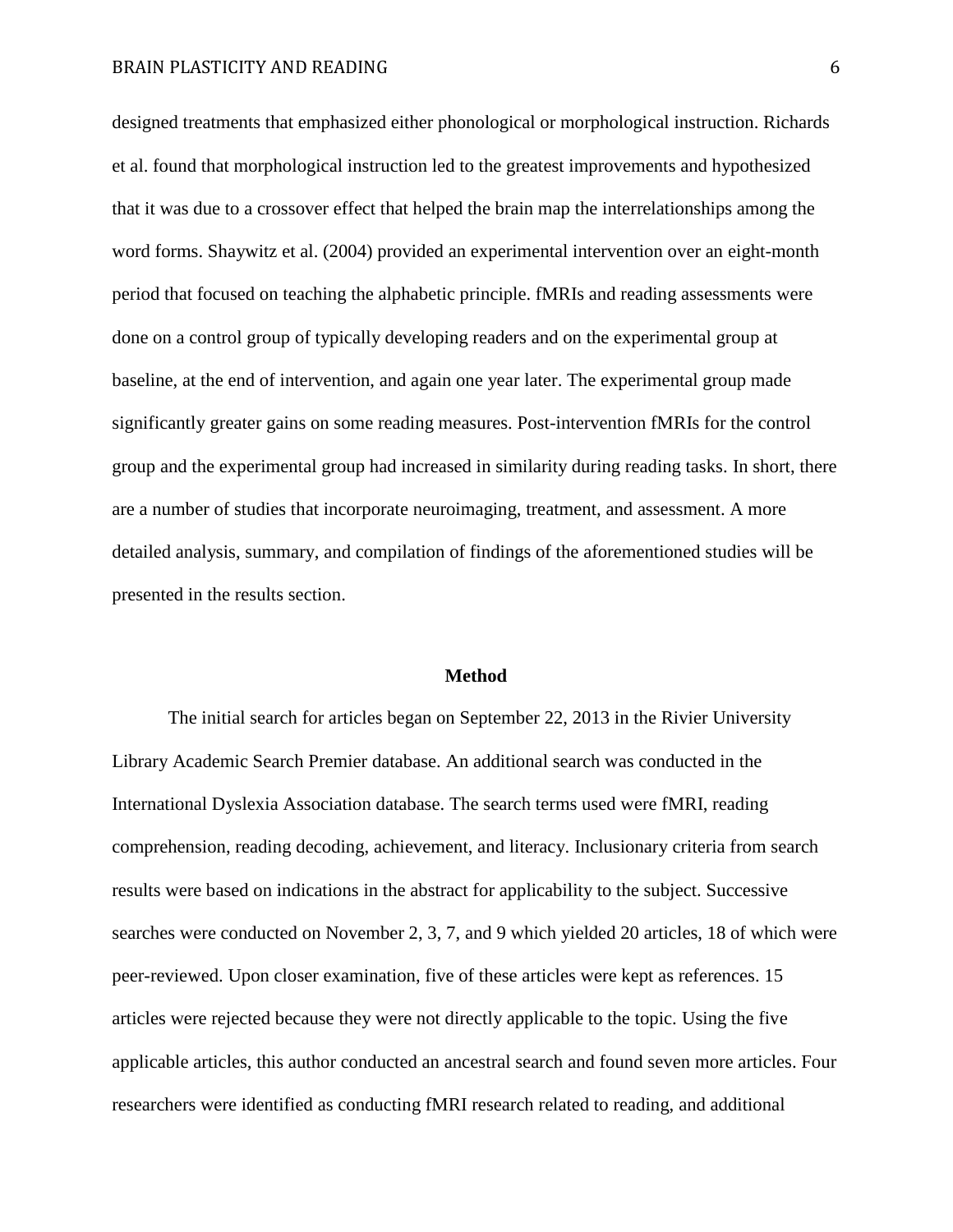designed treatments that emphasized either phonological or morphological instruction. Richards et al. found that morphological instruction led to the greatest improvements and hypothesized that it was due to a crossover effect that helped the brain map the interrelationships among the word forms. Shaywitz et al. (2004) provided an experimental intervention over an eight-month period that focused on teaching the alphabetic principle. fMRIs and reading assessments were done on a control group of typically developing readers and on the experimental group at baseline, at the end of intervention, and again one year later. The experimental group made significantly greater gains on some reading measures. Post-intervention fMRIs for the control group and the experimental group had increased in similarity during reading tasks. In short, there are a number of studies that incorporate neuroimaging, treatment, and assessment. A more detailed analysis, summary, and compilation of findings of the aforementioned studies will be presented in the results section.

## Method

The initial search for articles began on September 22, 2013 in the Rivier University Library Academic Search Premier database. An additional search was conducted in the International Dyslexia Association database. The search terms used were fMRI, reading comprehension, reading decoding, achievement, and literacy. Inclusionary criteria from search results were based on indications in the abstract for applicability to the subject. Successive searches were conducted on November 2, 3, 7, and 9 which yielded 20 articles, 18 of which were peer-reviewed. Upon closer examination, five of these articles were kept as references. 15 articles were rejected because they were not directly applicable to the topic. Using the five applicable articles, this author conducted an ancestral search and found seven more articles. Four researchers were identified as conducting fMRI research related to reading, and additional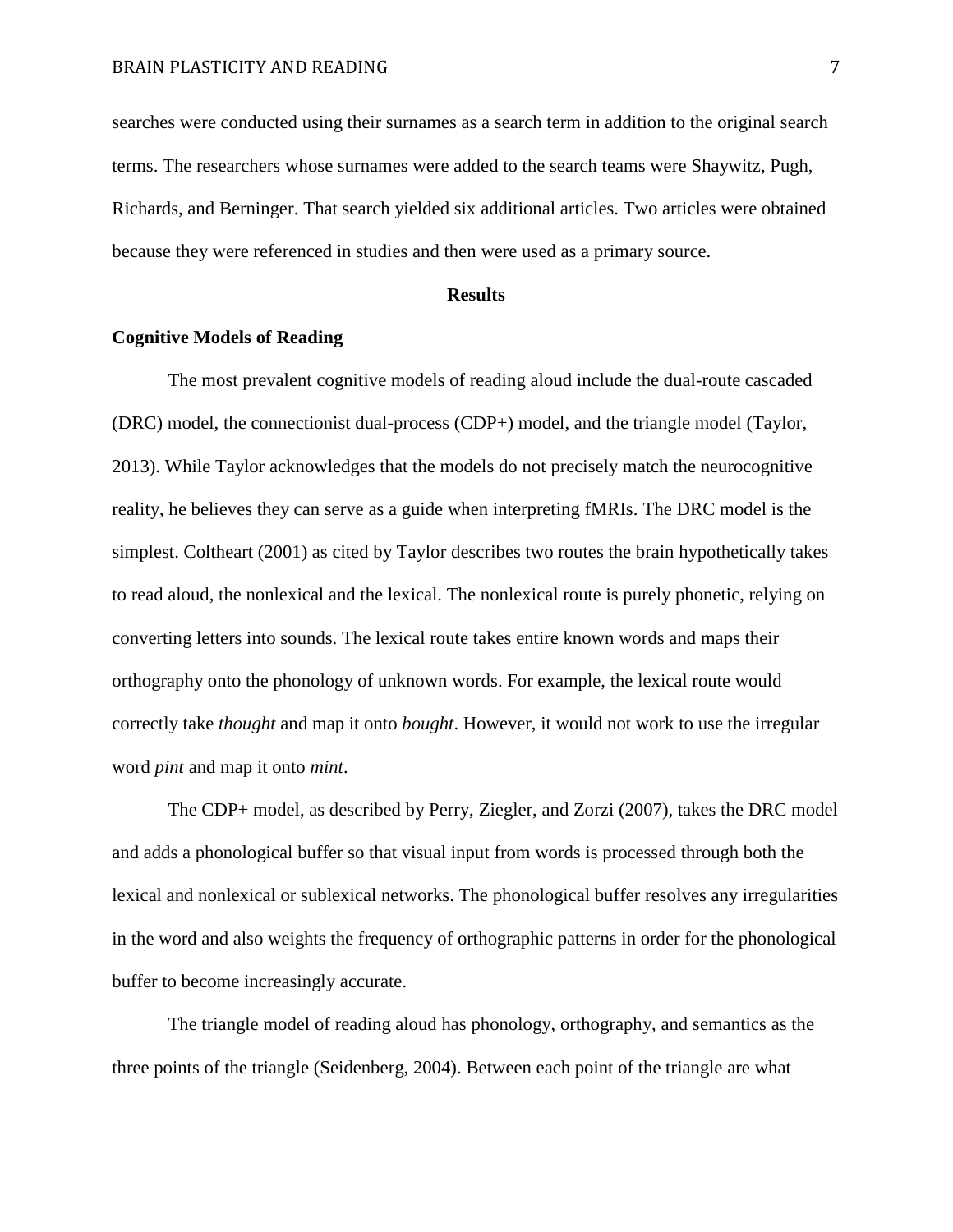searches were conducted using their surnames as a search term in addition to the original search terms. The researchers whose surnames were added to the search teams were Shaywitz, Pugh, Richards, and Berninger. That search yielded six additional articles. Two articles were obtained because they were referenced in studies and then were used as a primary source.

## Results

### Cognitive Models of Reading

The most prevalent cognitive models of reading aloud include the dual-route cascaded (DRC) model, the connectionist dual-process (CDP+) model, and the triangle model (Taylor, 2013). While Taylor acknowledges that the models do not precisely match the neurocognitive reality, he believes they can serve as a guide when interpreting fMRIs. The DRC model is the simplest. Coltheart (2001) as cited by Taylor describes two routes the brain hypothetically takes to read aloud, the nonlexical and the lexical. The nonlexical route is purely phonetic, relying on converting letters into sounds. The lexical route takes entire known words and maps their orthography onto the phonology of unknown words. For example, the lexical route would correctly take *thought* and map it onto *bought*. However, it would not work to use the irregular word *pint* and map it onto *mint*.

The CDP+ model, as described by Perry, Ziegler, and Zorzi (2007), takes the DRC model and adds a phonological buffer so that visual input from words is processed through both the lexical and nonlexical or sublexical networks. The phonological buffer resolves any irregularities in the word and also weights the frequency of orthographic patterns in order for the phonological buffer to become increasingly accurate.

The triangle model of reading aloud has phonology, orthography, and semantics as the three points of the triangle (Seidenberg, 2004). Between each point of the triangle are what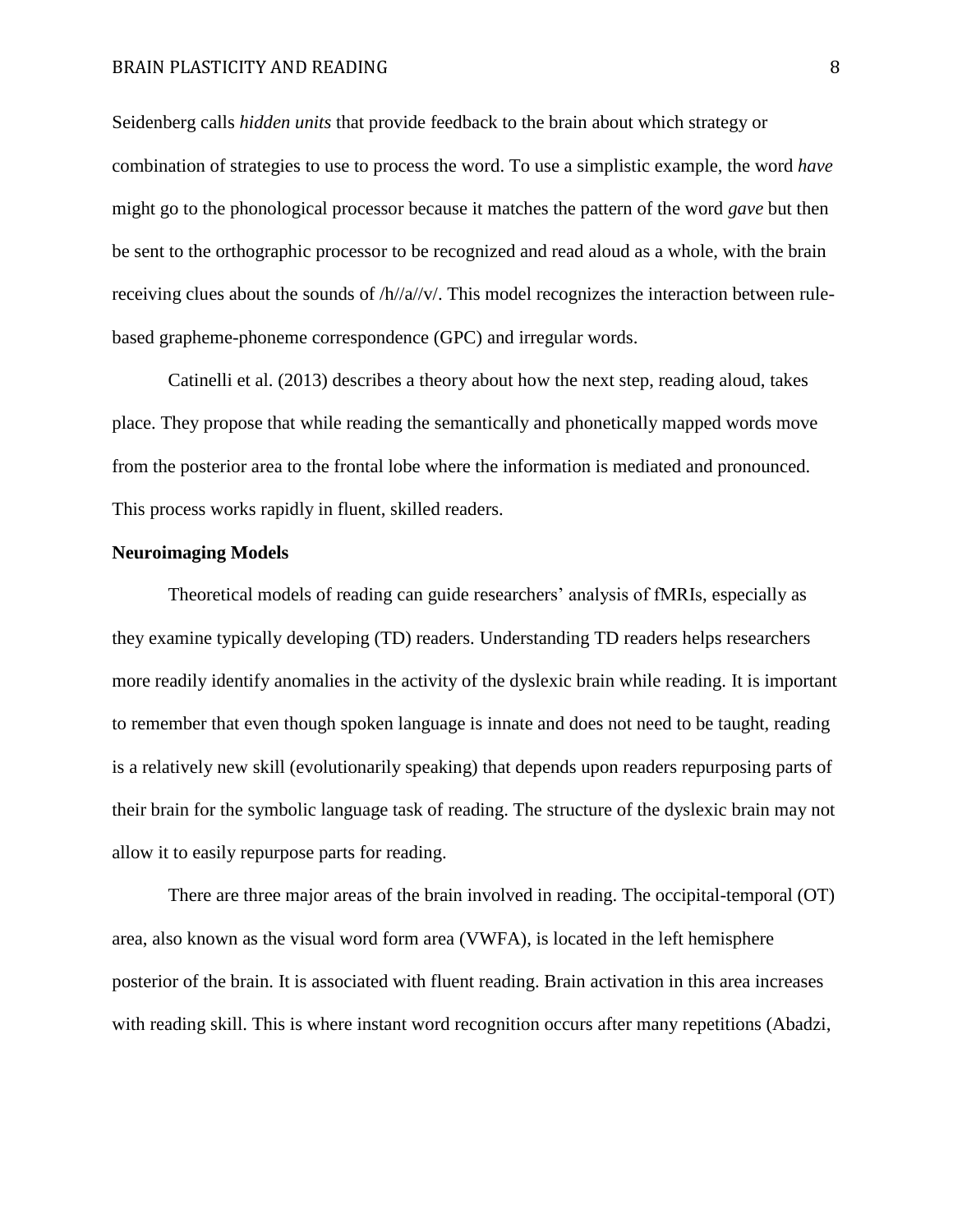Seidenberg calls *hidden units* that provide feedback to the brain about which strategy or combination of strategies to use to process the word. To use a simplistic example, the word *have* might go to the phonological processor because it matches the pattern of the word *gave* but then be sent to the orthographic processor to be recognized and read aloud as a whole, with the brain receiving clues about the sounds of /h//a//v/. This model recognizes the interaction between rule-based grapheme-phoneme correspondence (GPC) and irregular words.

Catinelli et al. (2013) describes a theory about how the next step, reading aloud, takes place. They propose that while reading the semantically and phonetically mapped words move from the posterior area to the frontal lobe where the information is mediated and pronounced. This process works rapidly in fluent, skilled readers.

**Neuroimaging Models**

Theoretical models of reading can guide researchers' analysis of fMRIs, especially as they examine typically developing (TD) readers. Understanding TD readers helps researchers more readily identify anomalies in the activity of the dyslexic brain while reading. It is important to remember that even though spoken language is innate and does not need to be taught, reading is a relatively new skill (evolutionarily speaking) that depends upon readers repurposing parts of their brain for the symbolic language task of reading. The structure of the dyslexic brain may not allow it to easily repurpose parts for reading.

There are three major areas of the brain involved in reading. The occipital-temporal (OT) area, also known as the visual word form area (VWFA), is located in the left hemisphere posterior of the brain. It is associated with fluent reading. Brain activation in this area increases with reading skill. This is where instant word recognition occurs after many repetitions (Abadzi,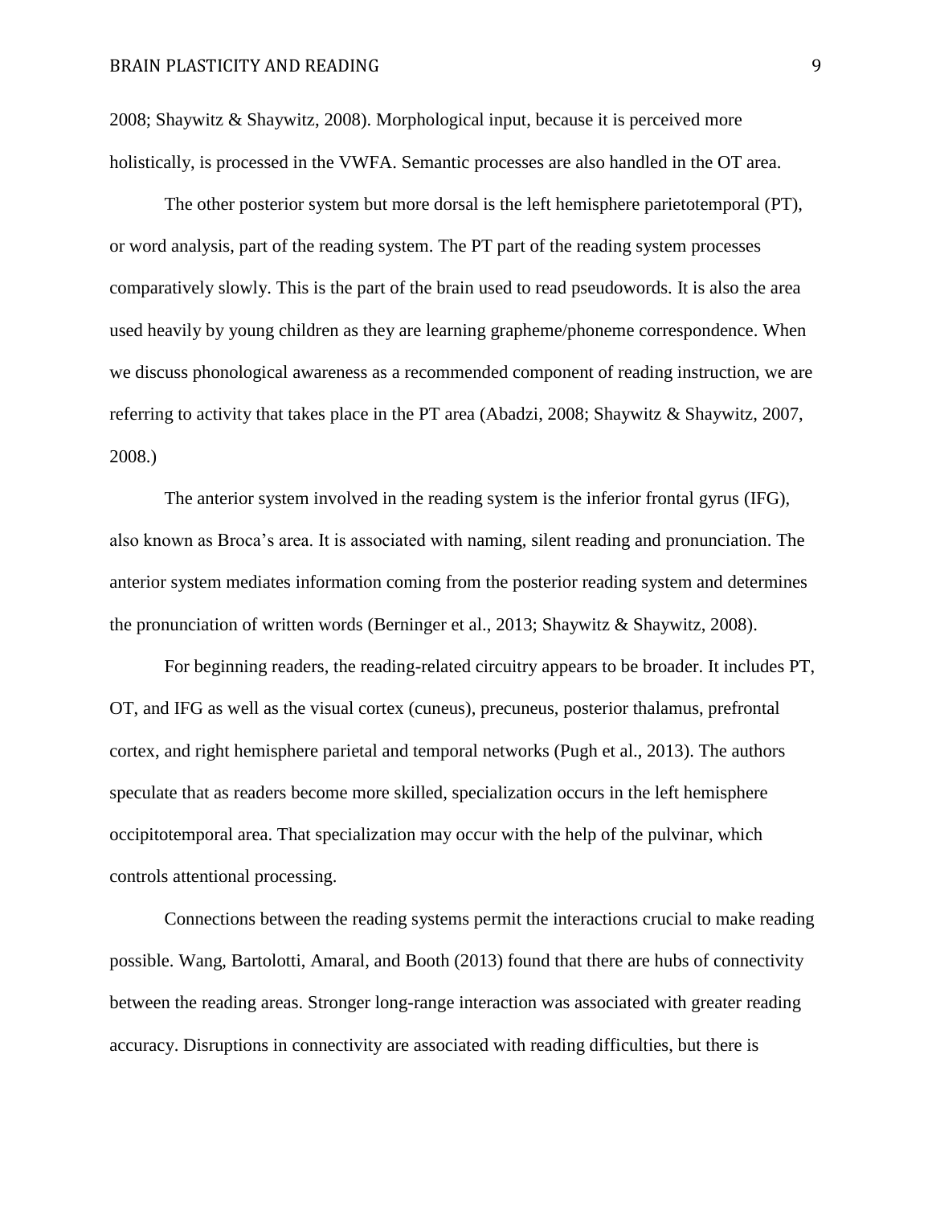2008; Shaywitz & Shaywitz, 2008). Morphological input, because it is perceived more holistically, is processed in the VWFA. Semantic processes are also handled in the OT area.

The other posterior system but more dorsal is the left hemisphere parietotemporal (PT), or word analysis, part of the reading system. The PT part of the reading system processes comparatively slowly. This is the part of the brain used to read pseudowords. It is also the area used heavily by young children as they are learning grapheme/phoneme correspondence. When we discuss phonological awareness as a recommended component of reading instruction, we are referring to activity that takes place in the PT area (Abadzi, 2008; Shaywitz & Shaywitz, 2007, 2008.)

The anterior system involved in the reading system is the inferior frontal gyrus (IFG), also known as Broca's area. It is associated with naming, silent reading and pronunciation. The anterior system mediates information coming from the posterior reading system and determines the pronunciation of written words (Berninger et al., 2013; Shaywitz & Shaywitz, 2008).

For beginning readers, the reading-related circuitry appears to be broader. It includes PT, OT, and IFG as well as the visual cortex (cuneus), precuneus, posterior thalamus, prefrontal cortex, and right hemisphere parietal and temporal networks (Pugh et al., 2013). The authors speculate that as readers become more skilled, specialization occurs in the left hemisphere occipitotemporal area. That specialization may occur with the help of the pulvinar, which controls attentional processing.

Connections between the reading systems permit the interactions crucial to make reading possible. Wang, Bartolotti, Amaral, and Booth (2013) found that there are hubs of connectivity between the reading areas. Stronger long-range interaction was associated with greater reading accuracy. Disruptions in connectivity are associated with reading difficulties, but there is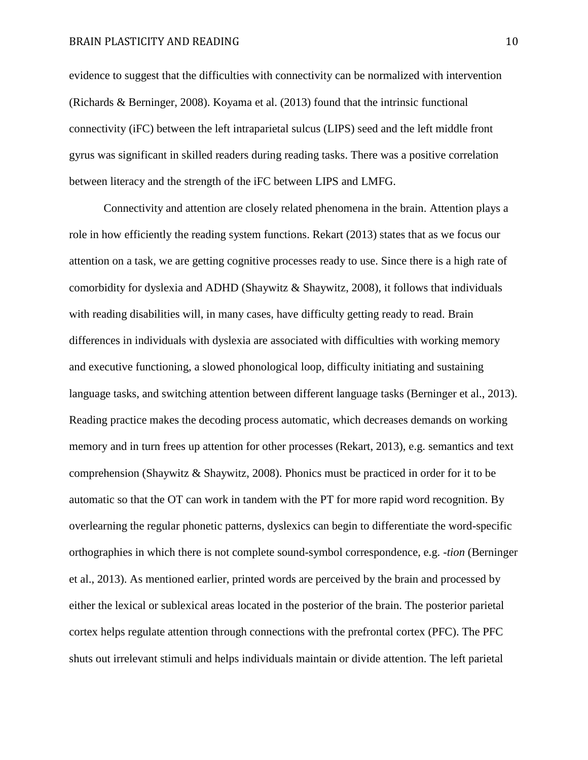evidence to suggest that the difficulties with connectivity can be normalized with intervention (Richards & Berninger, 2008). Koyama et al. (2013) found that the intrinsic functional connectivity (iFC) between the left intraparietal sulcus (LIPS) seed and the left middle front gyrus was significant in skilled readers during reading tasks. There was a positive correlation between literacy and the strength of the iFC between LIPS and LMFG.

Connectivity and attention are closely related phenomena in the brain. Attention plays a role in how efficiently the reading system functions. Rekart (2013) states that as we focus our attention on a task, we are getting cognitive processes ready to use. Since there is a high rate of comorbidity for dyslexia and ADHD (Shaywitz & Shaywitz, 2008), it follows that individuals with reading disabilities will, in many cases, have difficulty getting ready to read. Brain differences in individuals with dyslexia are associated with difficulties with working memory and executive functioning, a slowed phonological loop, difficulty initiating and sustaining language tasks, and switching attention between different language tasks (Berninger et al., 2013). Reading practice makes the decoding process automatic, which decreases demands on working memory and in turn frees up attention for other processes (Rekart, 2013), e.g. semantics and text comprehension (Shaywitz & Shaywitz, 2008). Phonics must be practiced in order for it to be automatic so that the OT can work in tandem with the PT for more rapid word recognition. By overlearning the regular phonetic patterns, dyslexics can begin to differentiate the word-specific orthographies in which there is not complete sound-symbol correspondence, e.g. *-tion* (Berninger et al., 2013). As mentioned earlier, printed words are perceived by the brain and processed by either the lexical or sublexical areas located in the posterior of the brain. The posterior parietal cortex helps regulate attention through connections with the prefrontal cortex (PFC). The PFC shuts out irrelevant stimuli and helps individuals maintain or divide attention. The left parietal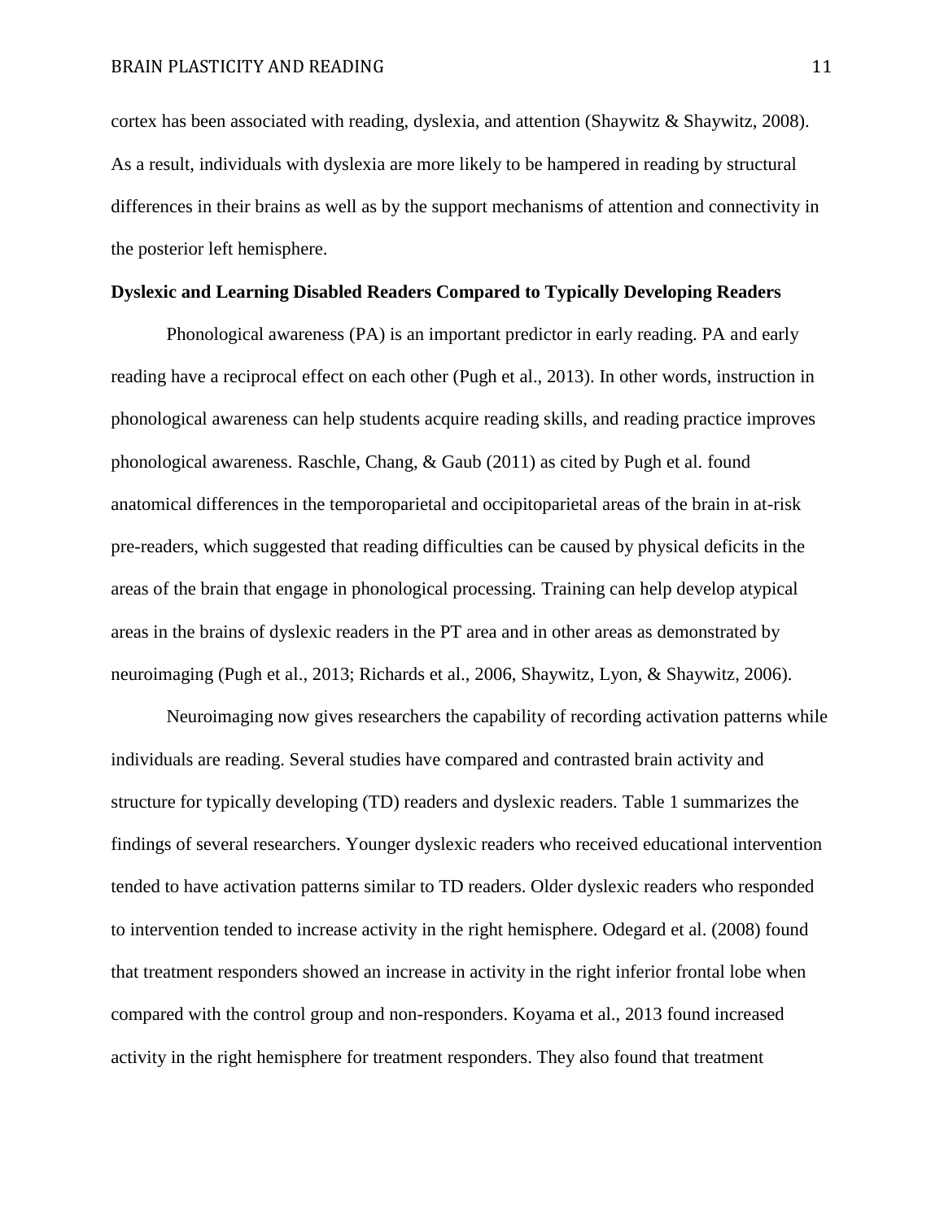cortex has been associated with reading, dyslexia, and attention (Shaywitz & Shaywitz, 2008). As a result, individuals with dyslexia are more likely to be hampered in reading by structural differences in their brains as well as by the support mechanisms of attention and connectivity in the posterior left hemisphere.

**Dyslexic and Learning Disabled Readers Compared to Typically Developing Readers**

Phonological awareness (PA) is an important predictor in early reading. PA and early reading have a reciprocal effect on each other (Pugh et al., 2013). In other words, instruction in phonological awareness can help students acquire reading skills, and reading practice improves phonological awareness. Raschle, Chang, & Gaub (2011) as cited by Pugh et al. found anatomical differences in the temporoparietal and occipitoparietal areas of the brain in at-risk pre-readers, which suggested that reading difficulties can be caused by physical deficits in the areas of the brain that engage in phonological processing. Training can help develop atypical areas in the brains of dyslexic readers in the PT area and in other areas as demonstrated by neuroimaging (Pugh et al., 2013; Richards et al., 2006, Shaywitz, Lyon, & Shaywitz, 2006).

Neuroimaging now gives researchers the capability of recording activation patterns while individuals are reading. Several studies have compared and contrasted brain activity and structure for typically developing (TD) readers and dyslexic readers. Table 1 summarizes the findings of several researchers. Younger dyslexic readers who received educational intervention tended to have activation patterns similar to TD readers. Older dyslexic readers who responded to intervention tended to increase activity in the right hemisphere. Odegard et al. (2008) found that treatment responders showed an increase in activity in the right inferior frontal lobe when compared with the control group and non-responders. Koyama et al., 2013 found increased activity in the right hemisphere for treatment responders. They also found that treatment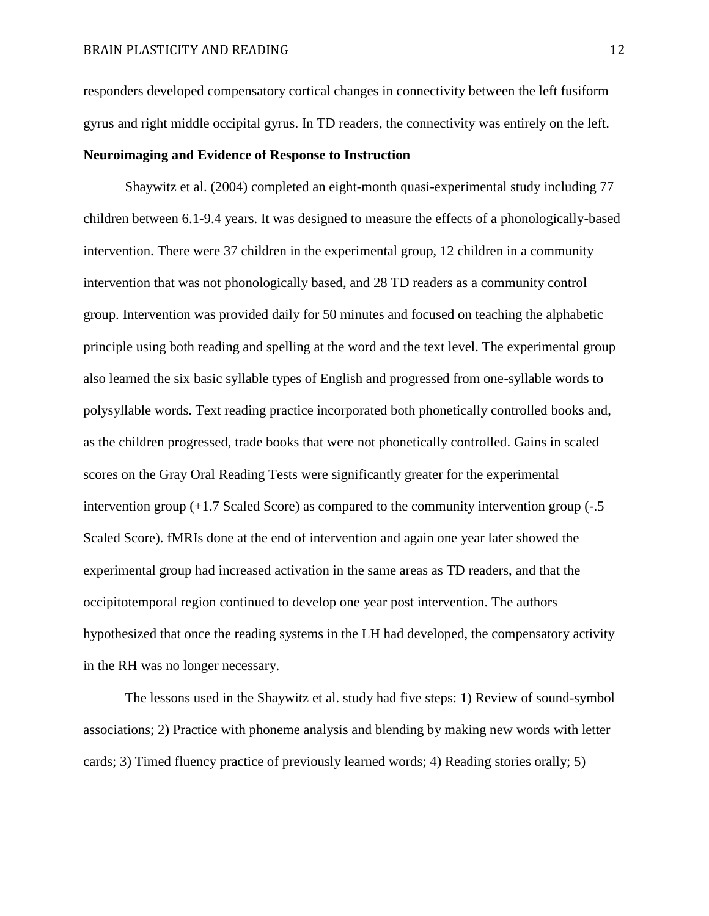responders developed compensatory cortical changes in connectivity between the left fusiform gyrus and right middle occipital gyrus. In TD readers, the connectivity was entirely on the left.

**Neuroimaging and Evidence of Response to Instruction**

Shaywitz et al. (2004) completed an eight-month quasi-experimental study including 77 children between 6.1-9.4 years. It was designed to measure the effects of a phonologically-based intervention. There were 37 children in the experimental group, 12 children in a community intervention that was not phonologically based, and 28 TD readers as a community control group. Intervention was provided daily for 50 minutes and focused on teaching the alphabetic principle using both reading and spelling at the word and the text level. The experimental group also learned the six basic syllable types of English and progressed from one-syllable words to polysyllable words. Text reading practice incorporated both phonetically controlled books and, as the children progressed, trade books that were not phonetically controlled. Gains in scaled scores on the Gray Oral Reading Tests were significantly greater for the experimental intervention group (+1.7 Scaled Score) as compared to the community intervention group (-.5 Scaled Score). fMRIs done at the end of intervention and again one year later showed the experimental group had increased activation in the same areas as TD readers, and that the occipitotemporal region continued to develop one year post intervention. The authors hypothesized that once the reading systems in the LH had developed, the compensatory activity in the RH was no longer necessary.

The lessons used in the Shaywitz et al. study had five steps: 1) Review of sound-symbol associations; 2) Practice with phoneme analysis and blending by making new words with letter cards; 3) Timed fluency practice of previously learned words; 4) Reading stories orally; 5)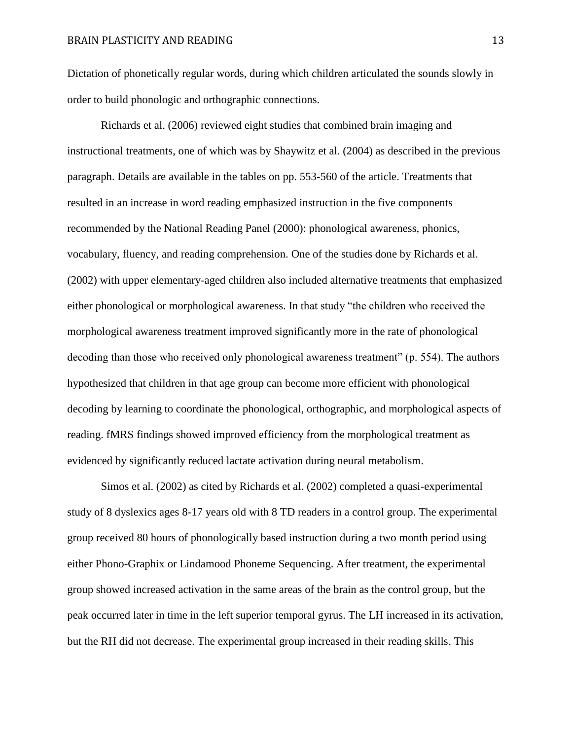Dictation of phonetically regular words, during which children articulated the sounds slowly in order to build phonologic and orthographic connections.

Richards et al. (2006) reviewed eight studies that combined brain imaging and instructional treatments, one of which was by Shaywitz et al. (2004) as described in the previous paragraph. Details are available in the tables on pp. 553-560 of the article. Treatments that resulted in an increase in word reading emphasized instruction in the five components recommended by the National Reading Panel (2000): phonological awareness, phonics, vocabulary, fluency, and reading comprehension. One of the studies done by Richards et al. (2002) with upper elementary-aged children also included alternative treatments that emphasized either phonological or morphological awareness. In that study "the children who received the morphological awareness treatment improved significantly more in the rate of phonological decoding than those who received only phonological awareness treatment" (p. 554). The authors hypothesized that children in that age group can become more efficient with phonological decoding by learning to coordinate the phonological, orthographic, and morphological aspects of reading. fMRS findings showed improved efficiency from the morphological treatment as evidenced by significantly reduced lactate activation during neural metabolism.

Simos et al. (2002) as cited by Richards et al. (2002) completed a quasi-experimental study of 8 dyslexics ages 8-17 years old with 8 TD readers in a control group. The experimental group received 80 hours of phonologically based instruction during a two month period using either Phono-Graphix or Lindamood Phoneme Sequencing. After treatment, the experimental group showed increased activation in the same areas of the brain as the control group, but the peak occurred later in time in the left superior temporal gyrus. The LH increased in its activation, but the RH did not decrease. The experimental group increased in their reading skills. This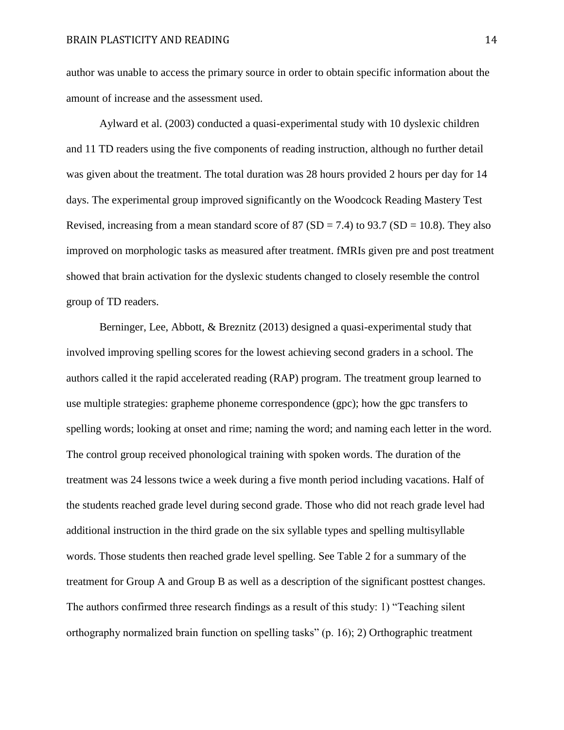author was unable to access the primary source in order to obtain specific information about the amount of increase and the assessment used.

Aylward et al. (2003) conducted a quasi-experimental study with 10 dyslexic children and 11 TD readers using the five components of reading instruction, although no further detail was given about the treatment. The total duration was 28 hours provided 2 hours per day for 14 days. The experimental group improved significantly on the Woodcock Reading Mastery Test Revised, increasing from a mean standard score of 87 (SD = 7.4) to 93.7 (SD = 10.8). They also improved on morphologic tasks as measured after treatment. fMRIs given pre and post treatment showed that brain activation for the dyslexic students changed to closely resemble the control group of TD readers.

Berninger, Lee, Abbott, & Breznitz (2013) designed a quasi-experimental study that involved improving spelling scores for the lowest achieving second graders in a school. The authors called it the rapid accelerated reading (RAP) program. The treatment group learned to use multiple strategies: grapheme phoneme correspondence (gpc); how the gpc transfers to spelling words; looking at onset and rime; naming the word; and naming each letter in the word. The control group received phonological training with spoken words. The duration of the treatment was 24 lessons twice a week during a five month period including vacations. Half of the students reached grade level during second grade. Those who did not reach grade level had additional instruction in the third grade on the six syllable types and spelling multisyllable words. Those students then reached grade level spelling. See Table 2 for a summary of the treatment for Group A and Group B as well as a description of the significant posttest changes. The authors confirmed three research findings as a result of this study: 1) "Teaching silent orthography normalized brain function on spelling tasks" (p. 16); 2) Orthographic treatment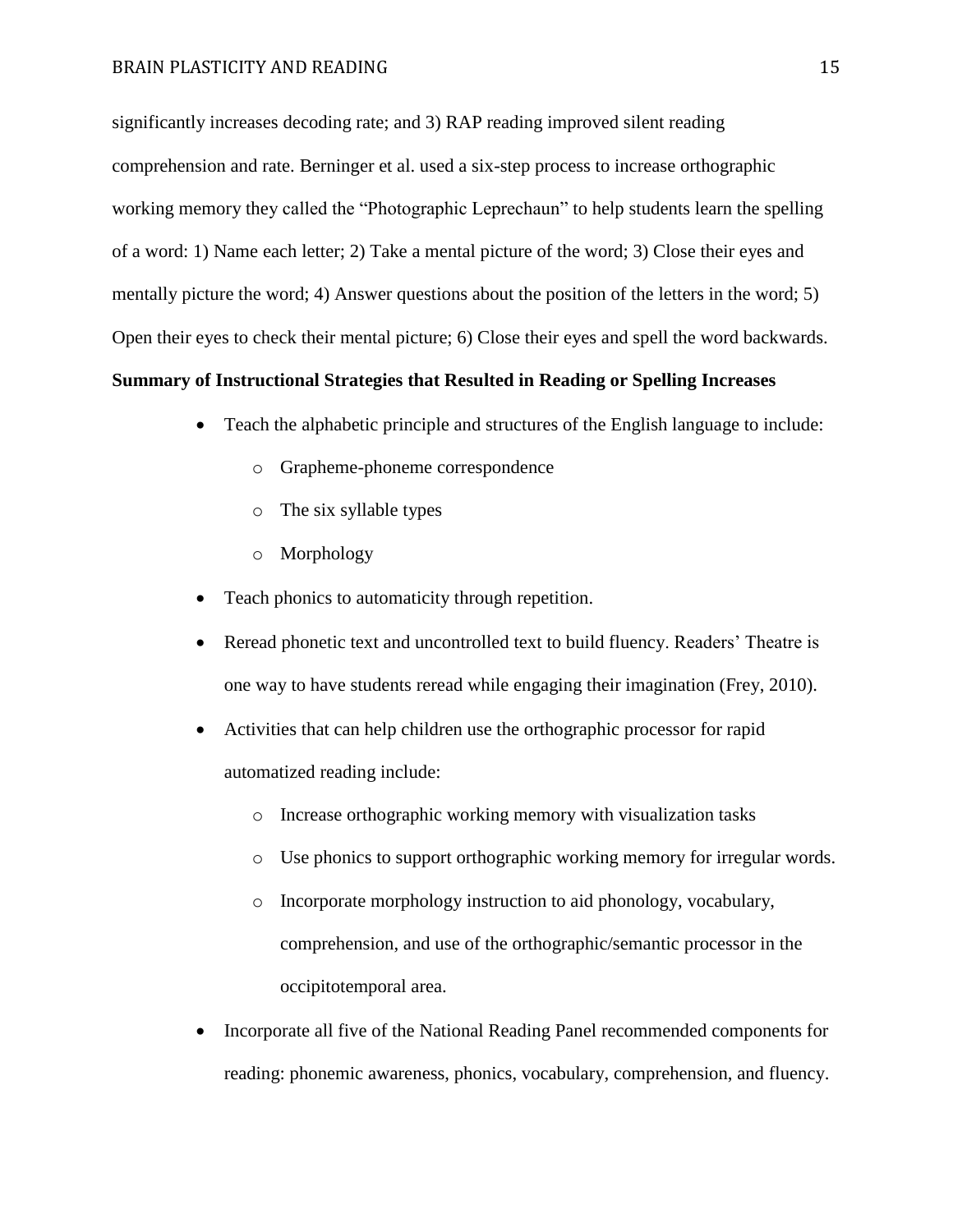significantly increases decoding rate; and 3) RAP reading improved silent reading comprehension and rate. Berninger et al. used a six-step process to increase orthographic working memory they called the "Photographic Leprechaun" to help students learn the spelling of a word: 1) Name each letter; 2) Take a mental picture of the word; 3) Close their eyes and mentally picture the word; 4) Answer questions about the position of the letters in the word; 5) Open their eyes to check their mental picture; 6) Close their eyes and spell the word backwards.

**Summary of Instructional Strategies that Resulted in Reading or Spelling Increases**

- Teach the alphabetic principle and structures of the English language to include:
  - Grapheme-phoneme correspondence
  - The six syllable types
  - Morphology
- Teach phonics to automaticity through repetition.
- Reread phonetic text and uncontrolled text to build fluency. Readers' Theatre is one way to have students reread while engaging their imagination (Frey, 2010).
- Activities that can help children use the orthographic processor for rapid automatized reading include:
  - Increase orthographic working memory with visualization tasks
  - Use phonics to support orthographic working memory for irregular words.
  - Incorporate morphology instruction to aid phonology, vocabulary, comprehension, and use of the orthographic/semantic processor in the occipitotemporal area.
- Incorporate all five of the National Reading Panel recommended components for reading: phonemic awareness, phonics, vocabulary, comprehension, and fluency.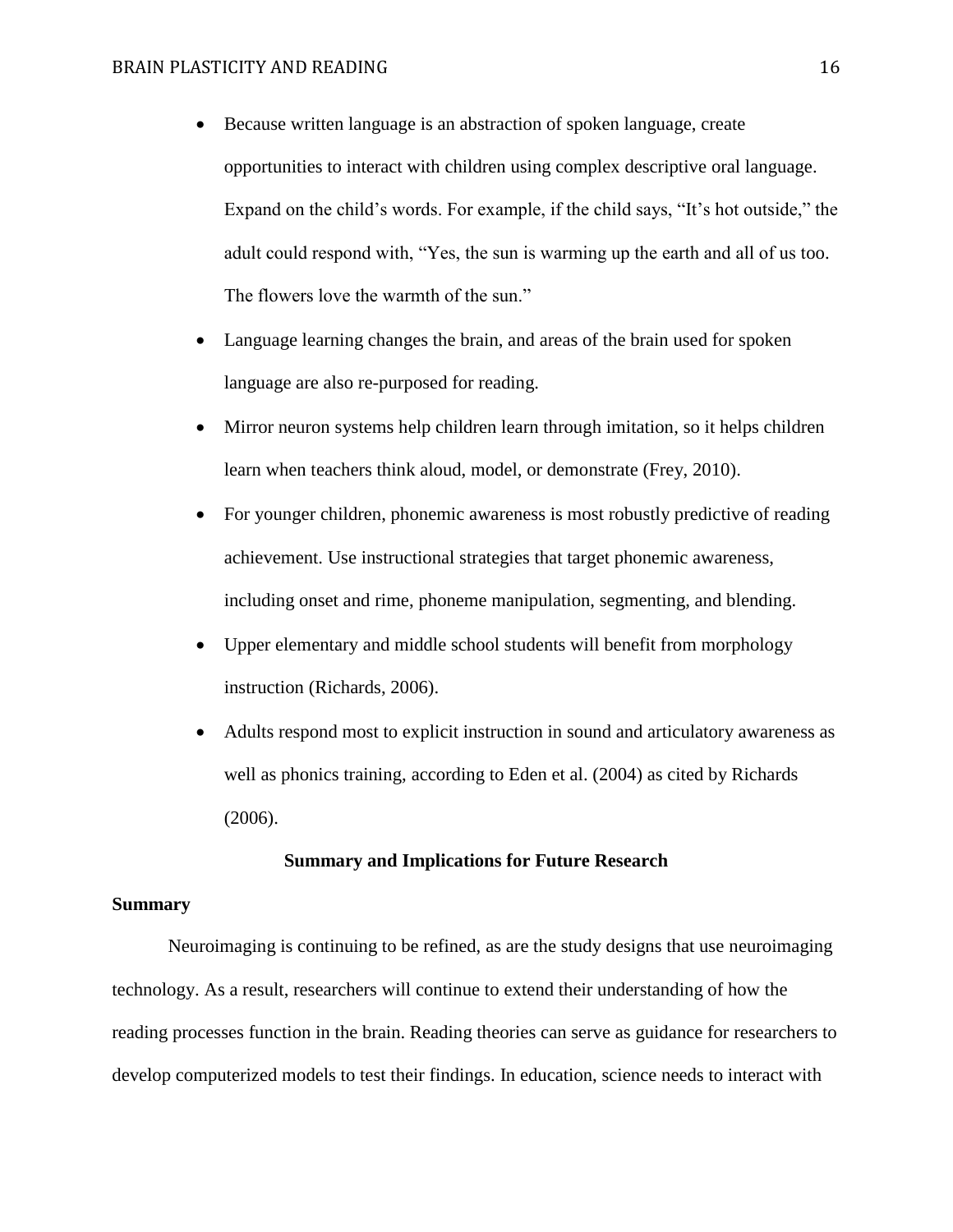- Because written language is an abstraction of spoken language, create opportunities to interact with children using complex descriptive oral language. Expand on the child's words. For example, if the child says, "It's hot outside," the adult could respond with, "Yes, the sun is warming up the earth and all of us too. The flowers love the warmth of the sun."
- Language learning changes the brain, and areas of the brain used for spoken language are also re-purposed for reading.
- Mirror neuron systems help children learn through imitation, so it helps children learn when teachers think aloud, model, or demonstrate (Frey, 2010).
- For younger children, phonemic awareness is most robustly predictive of reading achievement. Use instructional strategies that target phonemic awareness, including onset and rime, phoneme manipulation, segmenting, and blending.
- Upper elementary and middle school students will benefit from morphology instruction (Richards, 2006).
- Adults respond most to explicit instruction in sound and articulatory awareness as well as phonics training, according to Eden et al. (2004) as cited by Richards (2006).

## Summary and Implications for Future Research

### Summary

Neuroimaging is continuing to be refined, as are the study designs that use neuroimaging technology. As a result, researchers will continue to extend their understanding of how the reading processes function in the brain. Reading theories can serve as guidance for researchers to develop computerized models to test their findings. In education, science needs to interact with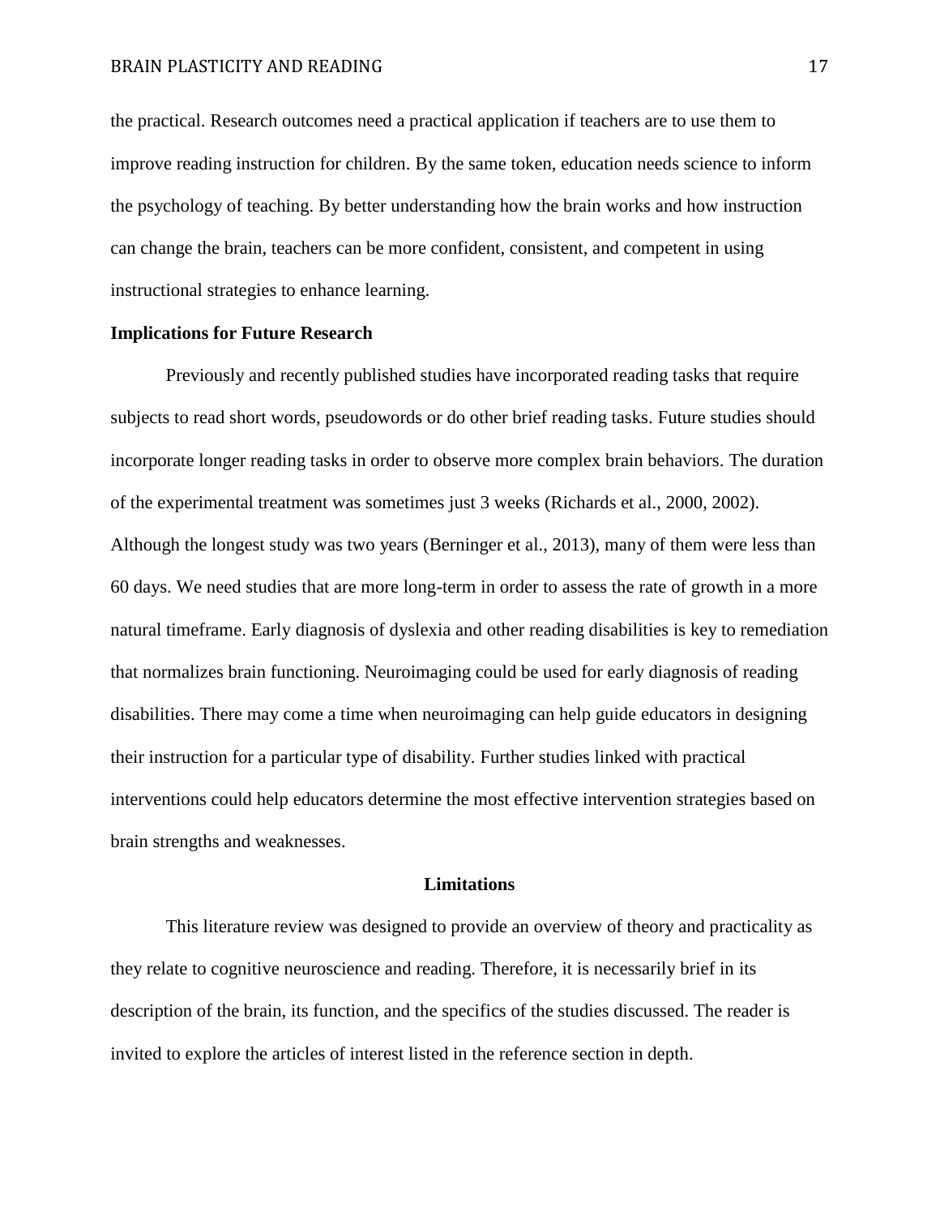the practical. Research outcomes need a practical application if teachers are to use them to improve reading instruction for children. By the same token, education needs science to inform the psychology of teaching. By better understanding how the brain works and how instruction can change the brain, teachers can be more confident, consistent, and competent in using instructional strategies to enhance learning.

### Implications for Future Research

Previously and recently published studies have incorporated reading tasks that require subjects to read short words, pseudowords or do other brief reading tasks. Future studies should incorporate longer reading tasks in order to observe more complex brain behaviors. The duration of the experimental treatment was sometimes just 3 weeks (Richards et al., 2000, 2002). Although the longest study was two years (Berninger et al., 2013), many of them were less than 60 days. We need studies that are more long-term in order to assess the rate of growth in a more natural timeframe. Early diagnosis of dyslexia and other reading disabilities is key to remediation that normalizes brain functioning. Neuroimaging could be used for early diagnosis of reading disabilities. There may come a time when neuroimaging can help guide educators in designing their instruction for a particular type of disability. Further studies linked with practical interventions could help educators determine the most effective intervention strategies based on brain strengths and weaknesses.

## Limitations

This literature review was designed to provide an overview of theory and practicality as they relate to cognitive neuroscience and reading. Therefore, it is necessarily brief in its description of the brain, its function, and the specifics of the studies discussed. The reader is invited to explore the articles of interest listed in the reference section in depth.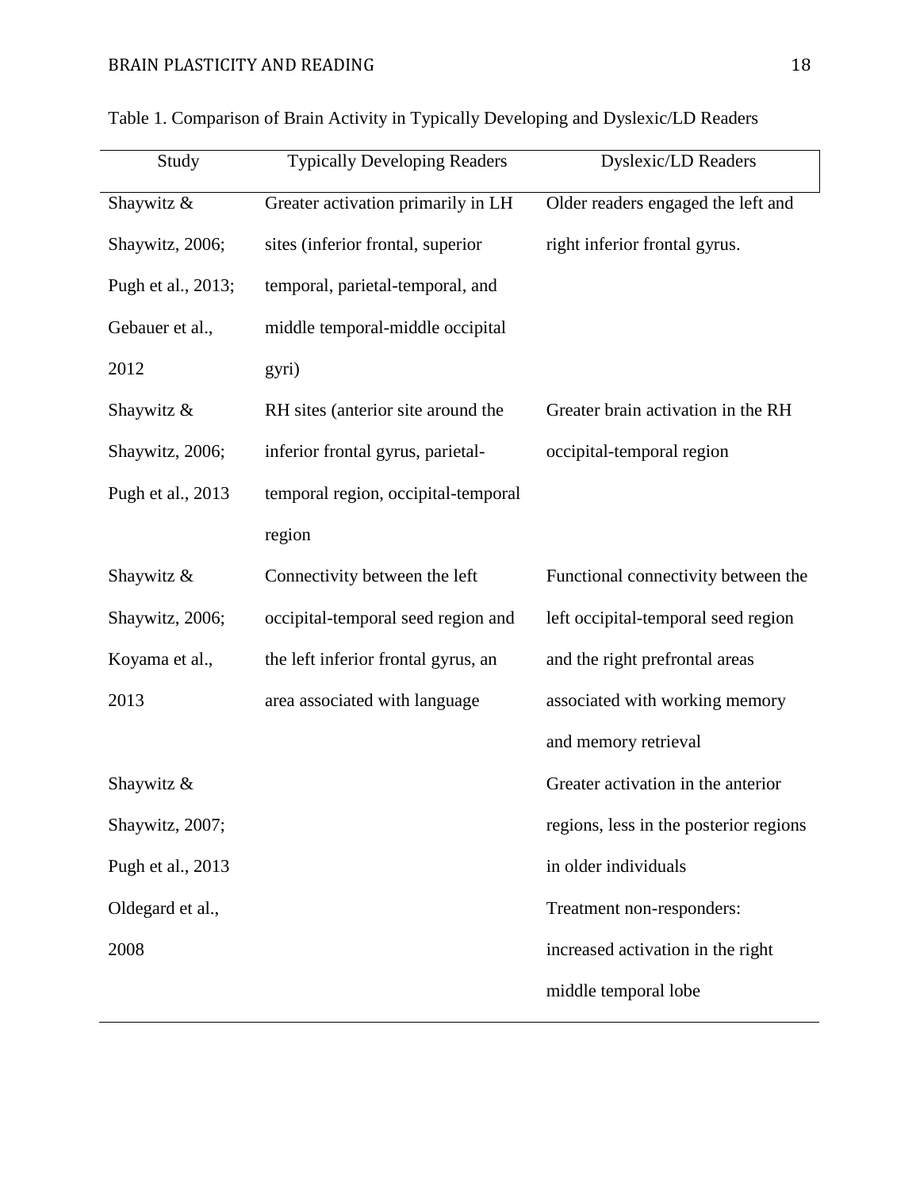Table 1. Comparison of Brain Activity in Typically Developing and Dyslexic/LD Readers

| Study | Typically Developing Readers | Dyslexic/LD Readers |
|---|---|---|
| Shaywitz & Shaywitz, 2006; Pugh et al., 2013; Gebauer et al., 2012 | Greater activation primarily in LH sites (inferior frontal, superior temporal, parietal-temporal, and middle temporal-middle occipital gyri) | Older readers engaged the left and right inferior frontal gyrus. |
| Shaywitz & Shaywitz, 2006; Pugh et al., 2013 | RH sites (anterior site around the inferior frontal gyrus, parietal-temporal region, occipital-temporal region | Greater brain activation in the RH occipital-temporal region |
| Shaywitz & Shaywitz, 2006; Koyama et al., 2013 | Connectivity between the left occipital-temporal seed region and the left inferior frontal gyrus, an area associated with language | Functional connectivity between the left occipital-temporal seed region and the right prefrontal areas associated with working memory and memory retrieval |
| Shaywitz & Shaywitz, 2007; Pugh et al., 2013 | | Greater activation in the anterior regions, less in the posterior regions in older individuals |
| Oldegard et al., 2008 | | Treatment non-responders: increased activation in the right middle temporal lobe |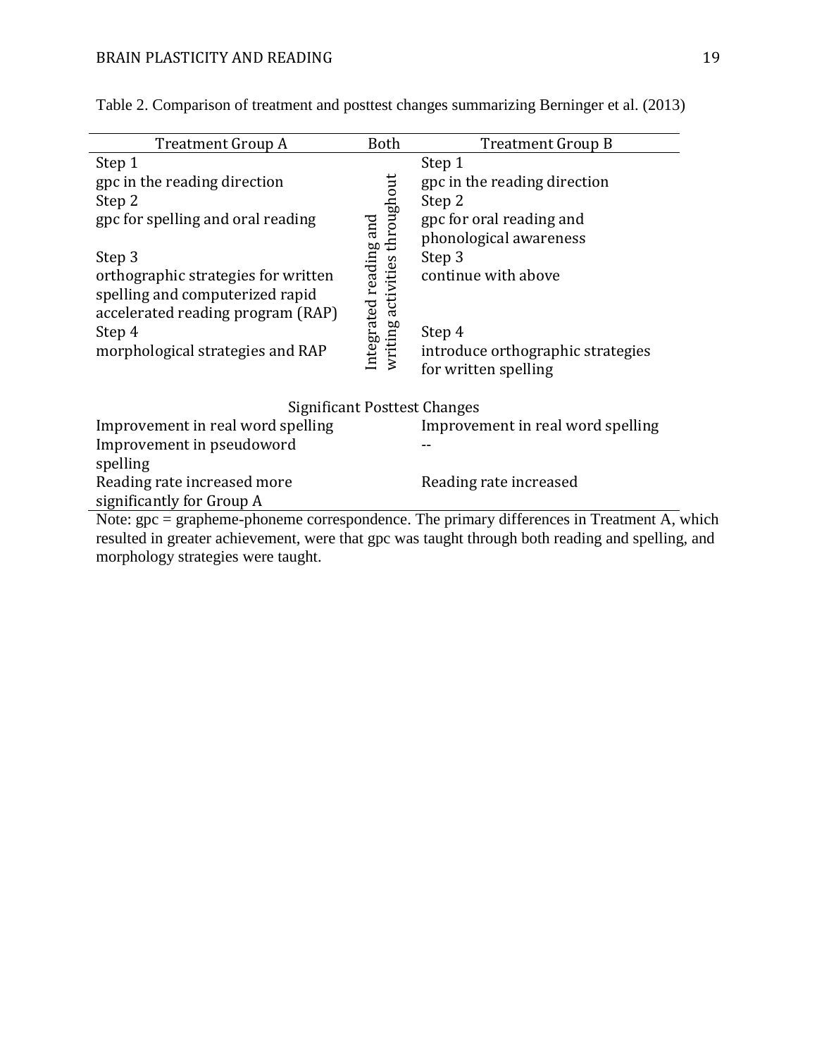Table 2. Comparison of treatment and posttest changes summarizing Berninger et al. (2013)

| Treatment Group A | Both | Treatment Group B |
|---|---|---|
| Step 1 | Integrated reading and writing activities throughout | Step 1 |
| gpc in the reading direction | | gpc in the reading direction |
| Step 2 | | Step 2 |
| gpc for spelling and oral reading | | gpc for oral reading and phonological awareness |
| Step 3 | | Step 3 |
| orthographic strategies for written spelling and computerized rapid accelerated reading program (RAP) | | continue with above |
| Step 4 | | Step 4 |
| morphological strategies and RAP | | introduce orthographic strategies for written spelling |
| | Significant Posttest Changes | |
| Improvement in real word spelling | | Improvement in real word spelling |
| Improvement in pseudoword spelling | | -- |
| Reading rate increased more significantly for Group A | | Reading rate increased |

Note: gpc = grapheme-phoneme correspondence. The primary differences in Treatment A, which resulted in greater achievement, were that gpc was taught through both reading and spelling, and morphology strategies were taught.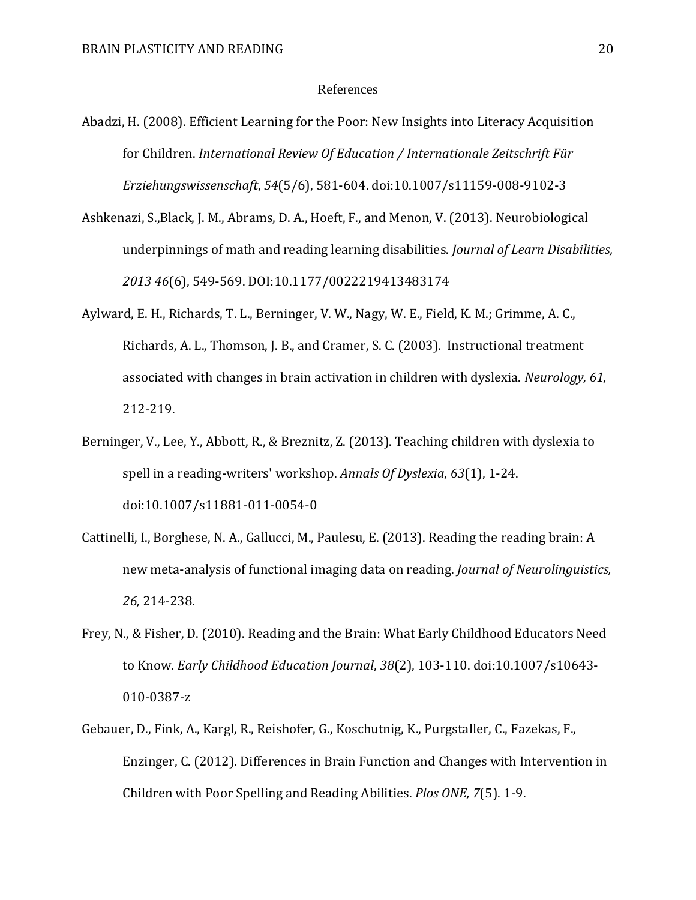# References

Abadzi, H. (2008). Efficient Learning for the Poor: New Insights into Literacy Acquisition for Children. *International Review Of Education / Internationale Zeitschrift Für Erziehungswissenschaft*, *54*(5/6), 581-604. doi:10.1007/s11159-008-9102-3

Ashkenazi, S.,Black, J. M., Abrams, D. A., Hoeft, F., and Menon, V. (2013). Neurobiological underpinnings of math and reading learning disabilities. *Journal of Learn Disabilities, 2013 46*(6), 549-569. DOI:10.1177/0022219413483174

Aylward, E. H., Richards, T. L., Berninger, V. W., Nagy, W. E., Field, K. M.; Grimme, A. C., Richards, A. L., Thomson, J. B., and Cramer, S. C. (2003). Instructional treatment associated with changes in brain activation in children with dyslexia. *Neurology, 61,* 212-219.

Berninger, V., Lee, Y., Abbott, R., & Breznitz, Z. (2013). Teaching children with dyslexia to spell in a reading-writers' workshop. *Annals Of Dyslexia*, *63*(1), 1-24. doi:10.1007/s11881-011-0054-0

Cattinelli, I., Borghese, N. A., Gallucci, M., Paulesu, E. (2013). Reading the reading brain: A new meta-analysis of functional imaging data on reading. *Journal of Neurolinguistics, 26,* 214-238.

Frey, N., & Fisher, D. (2010). Reading and the Brain: What Early Childhood Educators Need to Know. *Early Childhood Education Journal*, *38*(2), 103-110. doi:10.1007/s10643-010-0387-z

Gebauer, D., Fink, A., Kargl, R., Reishofer, G., Koschutnig, K., Purgstaller, C., Fazekas, F., Enzinger, C. (2012). Differences in Brain Function and Changes with Intervention in Children with Poor Spelling and Reading Abilities. *Plos ONE, 7*(5). 1-9.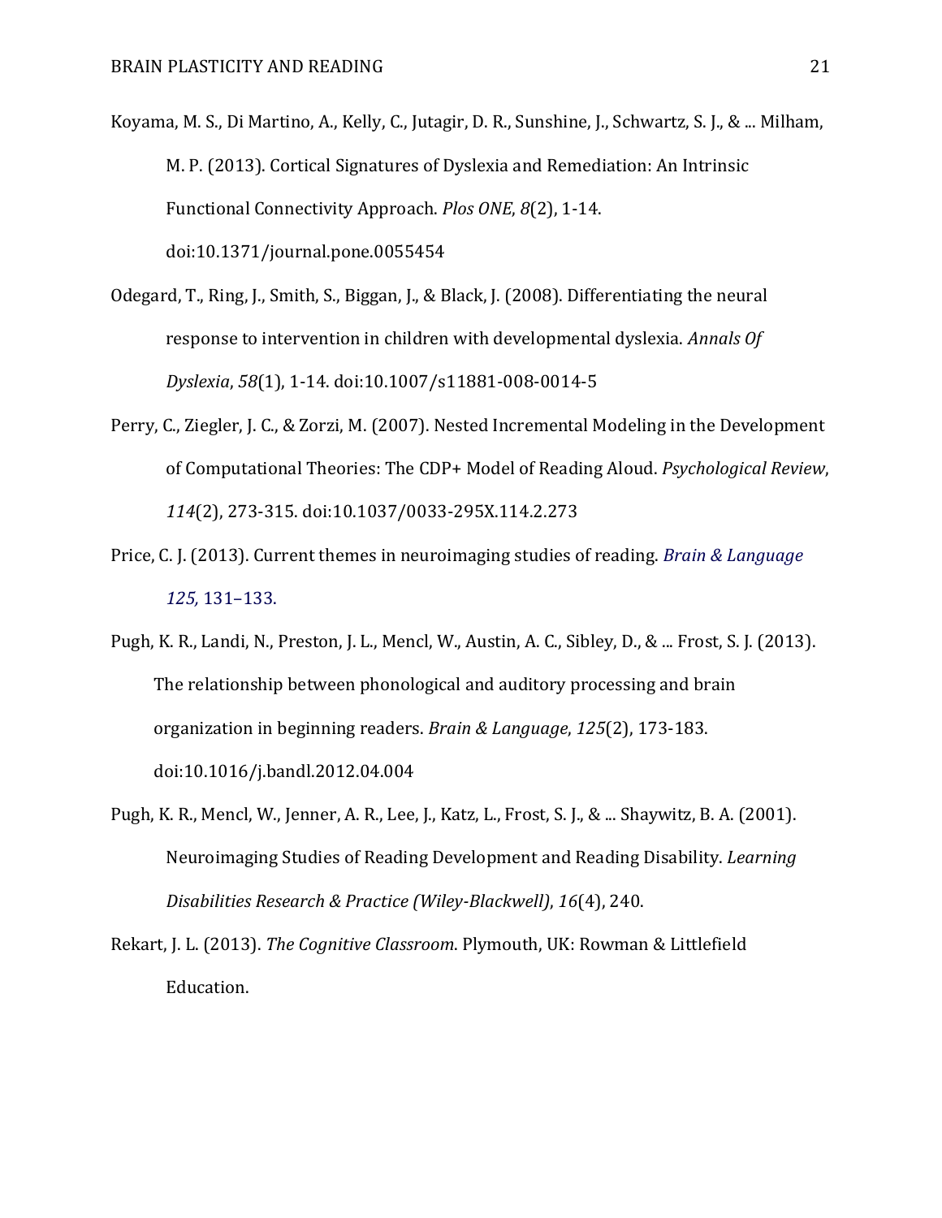Koyama, M. S., Di Martino, A., Kelly, C., Jutagir, D. R., Sunshine, J., Schwartz, S. J., & ... Milham, M. P. (2013). Cortical Signatures of Dyslexia and Remediation: An Intrinsic Functional Connectivity Approach. *Plos ONE*, *8*(2), 1-14. doi:10.1371/journal.pone.0055454

Odegard, T., Ring, J., Smith, S., Biggan, J., & Black, J. (2008). Differentiating the neural response to intervention in children with developmental dyslexia. *Annals Of Dyslexia*, *58*(1), 1-14. doi:10.1007/s11881-008-0014-5

Perry, C., Ziegler, J. C., & Zorzi, M. (2007). Nested Incremental Modeling in the Development of Computational Theories: The CDP+ Model of Reading Aloud. *Psychological Review*, *114*(2), 273-315. doi:10.1037/0033-295X.114.2.273

Price, C. J. (2013). Current themes in neuroimaging studies of reading. *Brain & Language 125,* 131–133.

Pugh, K. R., Landi, N., Preston, J. L., Mencl, W., Austin, A. C., Sibley, D., & ... Frost, S. J. (2013). The relationship between phonological and auditory processing and brain organization in beginning readers. *Brain & Language*, *125*(2), 173-183. doi:10.1016/j.bandl.2012.04.004

Pugh, K. R., Mencl, W., Jenner, A. R., Lee, J., Katz, L., Frost, S. J., & ... Shaywitz, B. A. (2001). Neuroimaging Studies of Reading Development and Reading Disability. *Learning Disabilities Research & Practice (Wiley-Blackwell)*, *16*(4), 240.

Rekart, J. L. (2013). *The Cognitive Classroom*. Plymouth, UK: Rowman & Littlefield Education.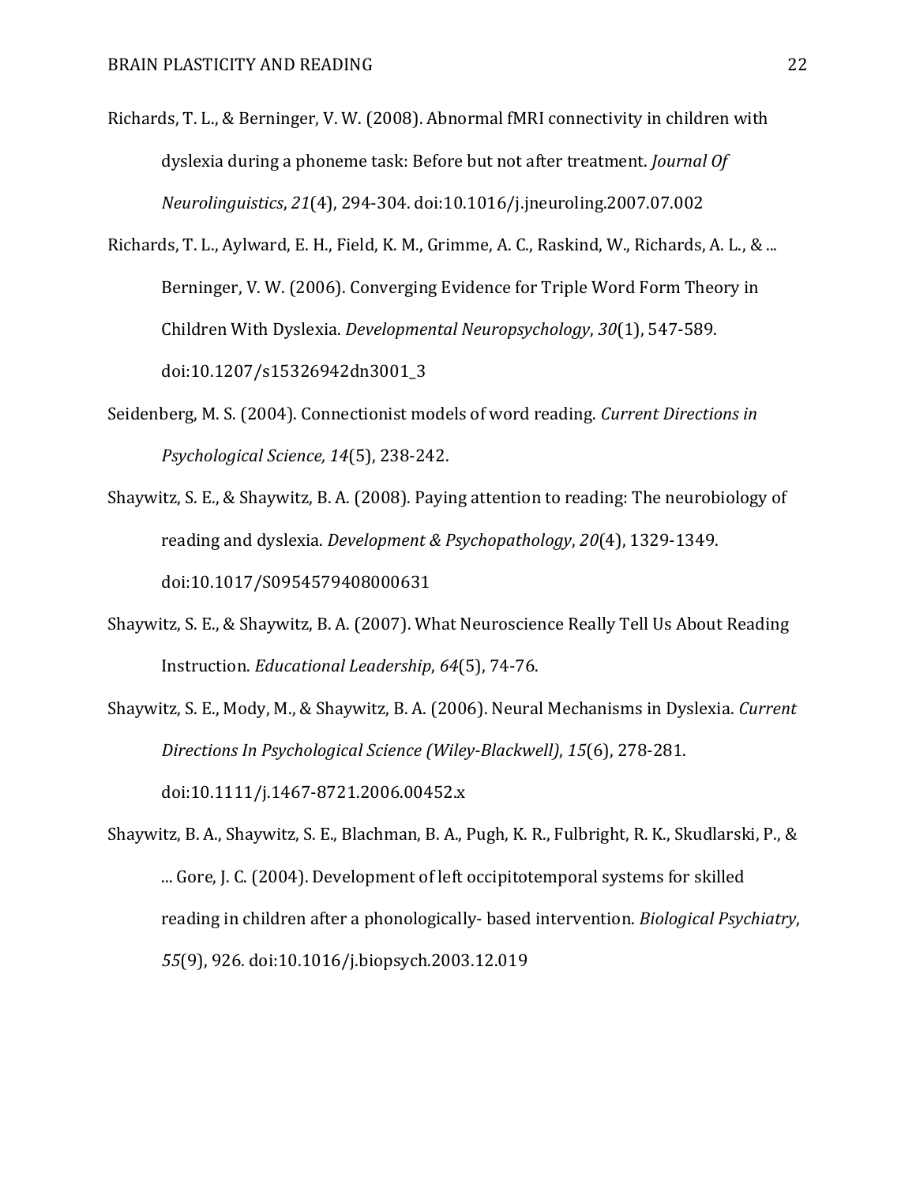Richards, T. L., & Berninger, V. W. (2008). Abnormal fMRI connectivity in children with dyslexia during a phoneme task: Before but not after treatment. *Journal Of Neurolinguistics*, *21*(4), 294-304. doi:10.1016/j.jneuroling.2007.07.002

Richards, T. L., Aylward, E. H., Field, K. M., Grimme, A. C., Raskind, W., Richards, A. L., & ... Berninger, V. W. (2006). Converging Evidence for Triple Word Form Theory in Children With Dyslexia. *Developmental Neuropsychology*, *30*(1), 547-589. doi:10.1207/s15326942dn3001_3

Seidenberg, M. S. (2004). Connectionist models of word reading. *Current Directions in Psychological Science, 14*(5), 238-242.

Shaywitz, S. E., & Shaywitz, B. A. (2008). Paying attention to reading: The neurobiology of reading and dyslexia. *Development & Psychopathology*, *20*(4), 1329-1349. doi:10.1017/S0954579408000631

Shaywitz, S. E., & Shaywitz, B. A. (2007). What Neuroscience Really Tell Us About Reading Instruction. *Educational Leadership*, *64*(5), 74-76.

Shaywitz, S. E., Mody, M., & Shaywitz, B. A. (2006). Neural Mechanisms in Dyslexia. *Current Directions In Psychological Science (Wiley-Blackwell)*, *15*(6), 278-281. doi:10.1111/j.1467-8721.2006.00452.x

Shaywitz, B. A., Shaywitz, S. E., Blachman, B. A., Pugh, K. R., Fulbright, R. K., Skudlarski, P., & ... Gore, J. C. (2004). Development of left occipitotemporal systems for skilled reading in children after a phonologically- based intervention. *Biological Psychiatry*, *55*(9), 926. doi:10.1016/j.biopsych.2003.12.019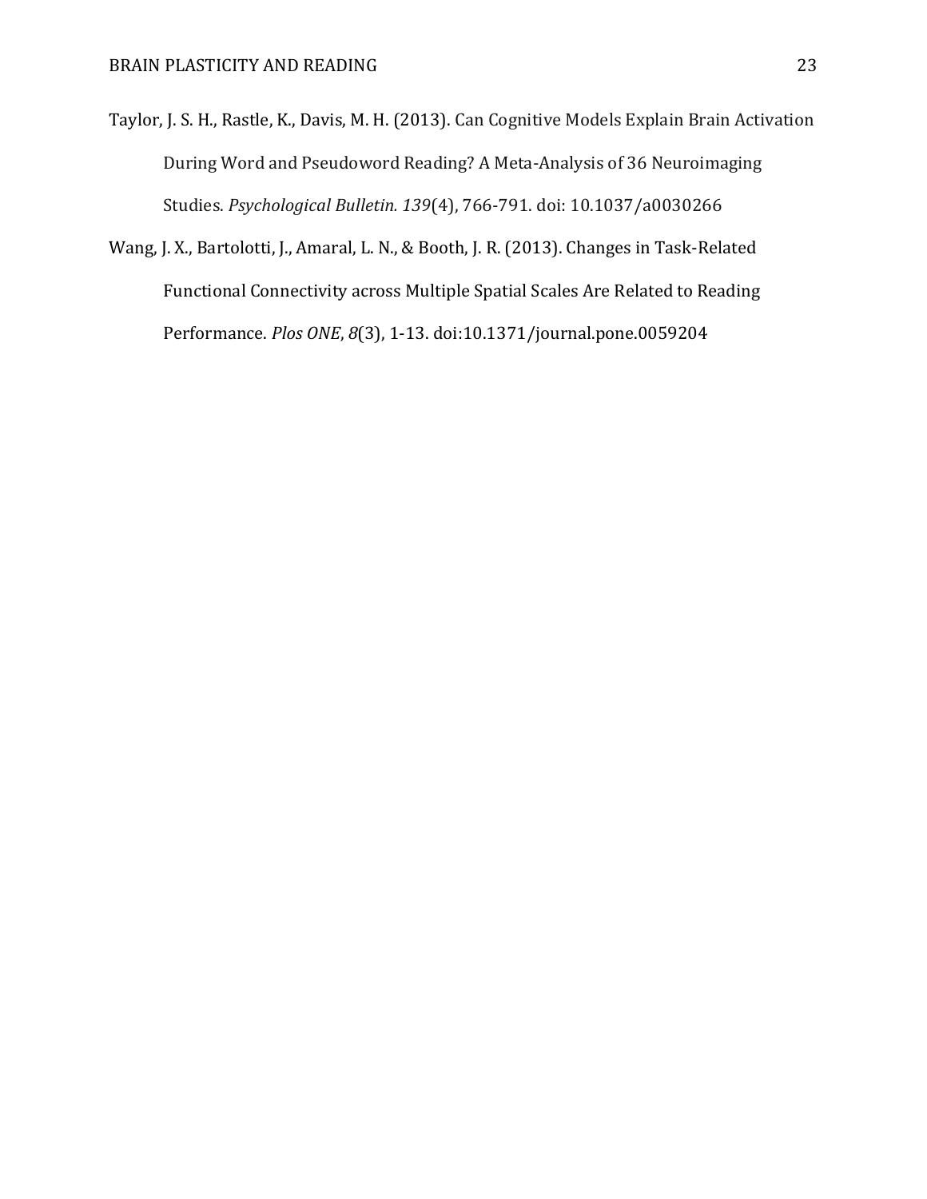Taylor, J. S. H., Rastle, K., Davis, M. H. (2013). Can Cognitive Models Explain Brain Activation During Word and Pseudoword Reading? A Meta-Analysis of 36 Neuroimaging Studies. *Psychological Bulletin. 139*(4), 766-791. doi: 10.1037/a0030266

Wang, J. X., Bartolotti, J., Amaral, L. N., & Booth, J. R. (2013). Changes in Task-Related Functional Connectivity across Multiple Spatial Scales Are Related to Reading Performance. *Plos ONE*, *8*(3), 1-13. doi:10.1371/journal.pone.0059204